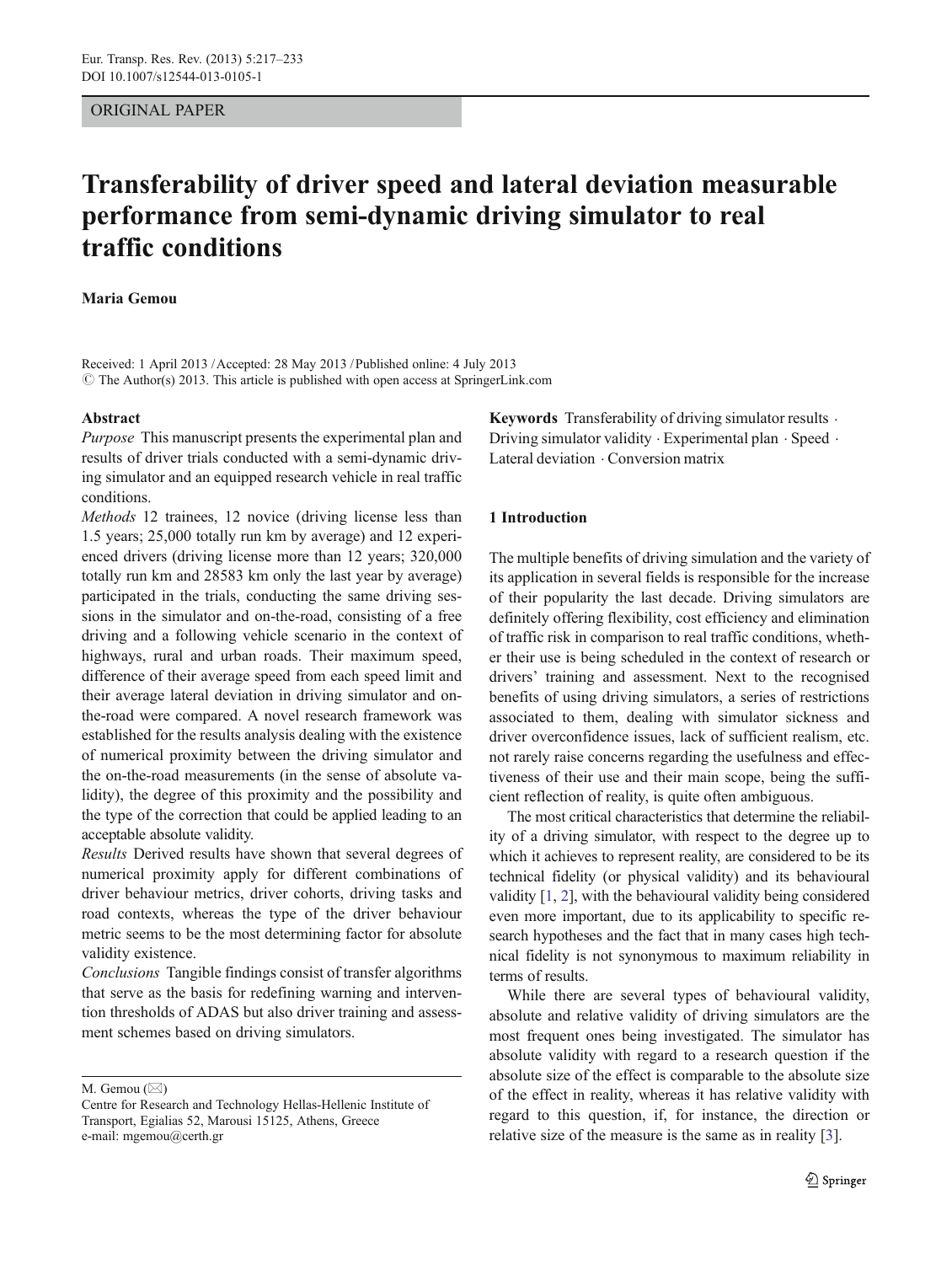ORIGINAL PAPER

# Transferability of driver speed and lateral deviation measurable performance from semi-dynamic driving simulator to real traffic conditions

**Maria Gemou**

Received: 1 April 2013 / Accepted: 28 May 2013 / Published online: 4 July 2013
© The Author(s) 2013. This article is published with open access at SpringerLink.com

**Abstract**

*Purpose* This manuscript presents the experimental plan and results of driver trials conducted with a semi-dynamic driving simulator and an equipped research vehicle in real traffic conditions.

*Methods* 12 trainees, 12 novice (driving license less than 1.5 years; 25,000 totally run km by average) and 12 experienced drivers (driving license more than 12 years; 320,000 totally run km and 28583 km only the last year by average) participated in the trials, conducting the same driving sessions in the simulator and on-the-road, consisting of a free driving and a following vehicle scenario in the context of highways, rural and urban roads. Their maximum speed, difference of their average speed from each speed limit and their average lateral deviation in driving simulator and on-the-road were compared. A novel research framework was established for the results analysis dealing with the existence of numerical proximity between the driving simulator and the on-the-road measurements (in the sense of absolute validity), the degree of this proximity and the possibility and the type of the correction that could be applied leading to an acceptable absolute validity.

*Results* Derived results have shown that several degrees of numerical proximity apply for different combinations of driver behaviour metrics, driver cohorts, driving tasks and road contexts, whereas the type of the driver behaviour metric seems to be the most determining factor for absolute validity existence.

*Conclusions* Tangible findings consist of transfer algorithms that serve as the basis for redefining warning and intervention thresholds of ADAS but also driver training and assessment schemes based on driving simulators.

**Keywords** Transferability of driving simulator results · Driving simulator validity · Experimental plan · Speed · Lateral deviation · Conversion matrix

## 1 Introduction

The multiple benefits of driving simulation and the variety of its application in several fields is responsible for the increase of their popularity the last decade. Driving simulators are definitely offering flexibility, cost efficiency and elimination of traffic risk in comparison to real traffic conditions, whether their use is being scheduled in the context of research or drivers' training and assessment. Next to the recognised benefits of using driving simulators, a series of restrictions associated to them, dealing with simulator sickness and driver overconfidence issues, lack of sufficient realism, etc. not rarely raise concerns regarding the usefulness and effectiveness of their use and their main scope, being the sufficient reflection of reality, is quite often ambiguous.

The most critical characteristics that determine the reliability of a driving simulator, with respect to the degree up to which it achieves to represent reality, are considered to be its technical fidelity (or physical validity) and its behavioural validity [1, 2], with the behavioural validity being considered even more important, due to its applicability to specific research hypotheses and the fact that in many cases high technical fidelity is not synonymous to maximum reliability in terms of results.

While there are several types of behavioural validity, absolute and relative validity of driving simulators are the most frequent ones being investigated. The simulator has absolute validity with regard to a research question if the absolute size of the effect is comparable to the absolute size of the effect in reality, whereas it has relative validity with regard to this question, if, for instance, the direction or relative size of the measure is the same as in reality [3].

M. Gemou (✉)
Centre for Research and Technology Hellas-Hellenic Institute of Transport, Egialias 52, Marousi 15125, Athens, Greece
e-mail: mgemou@certh.gr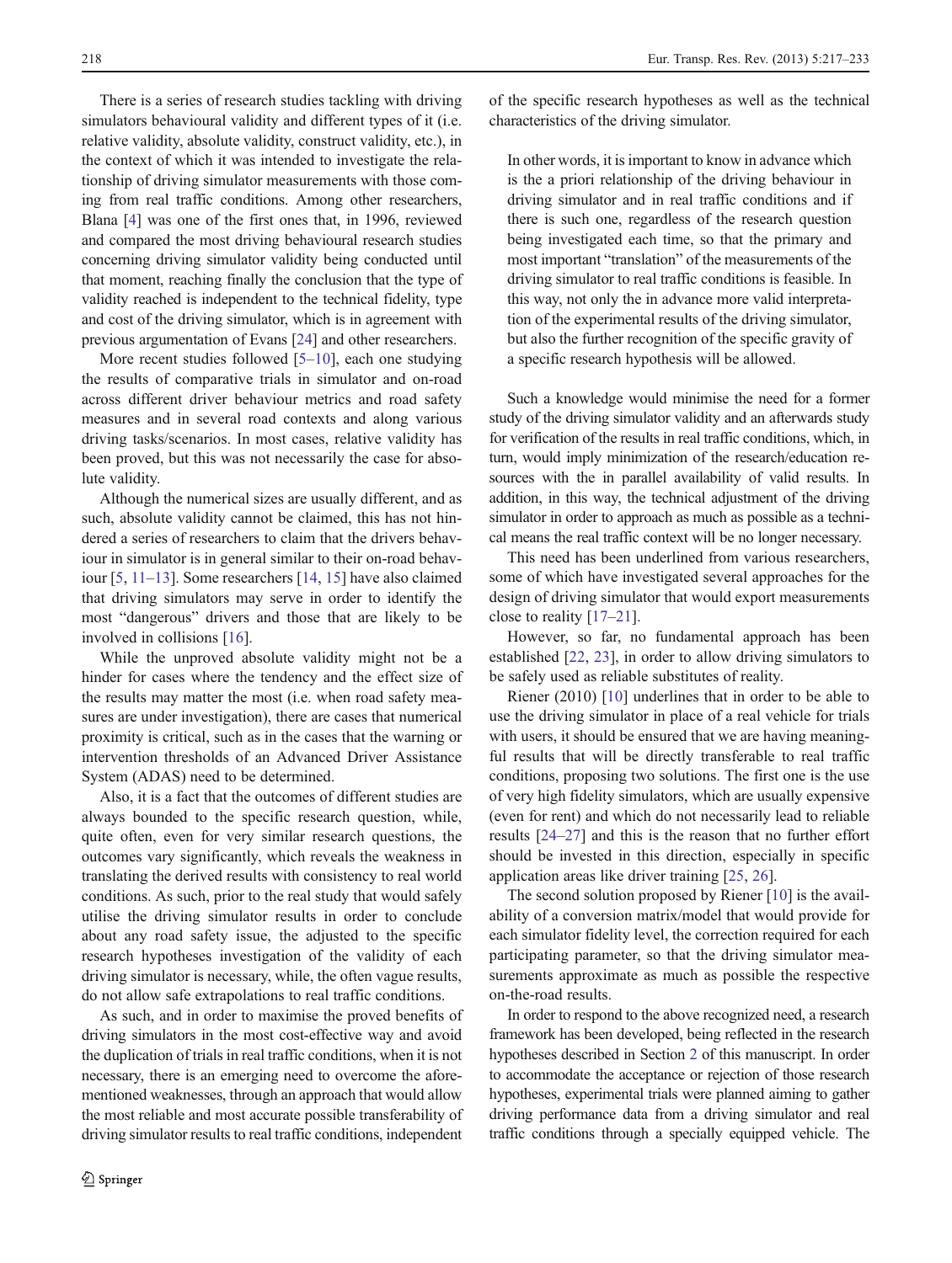There is a series of research studies tackling with driving simulators behavioural validity and different types of it (i.e. relative validity, absolute validity, construct validity, etc.), in the context of which it was intended to investigate the relationship of driving simulator measurements with those coming from real traffic conditions. Among other researchers, Blana [4] was one of the first ones that, in 1996, reviewed and compared the most driving behavioural research studies concerning driving simulator validity being conducted until that moment, reaching finally the conclusion that the type of validity reached is independent to the technical fidelity, type and cost of the driving simulator, which is in agreement with previous argumentation of Evans [24] and other researchers.

More recent studies followed [5–10], each one studying the results of comparative trials in simulator and on-road across different driver behaviour metrics and road safety measures and in several road contexts and along various driving tasks/scenarios. In most cases, relative validity has been proved, but this was not necessarily the case for absolute validity.

Although the numerical sizes are usually different, and as such, absolute validity cannot be claimed, this has not hindered a series of researchers to claim that the drivers behaviour in simulator is in general similar to their on-road behaviour [5, 11–13]. Some researchers [14, 15] have also claimed that driving simulators may serve in order to identify the most "dangerous" drivers and those that are likely to be involved in collisions [16].

While the unproved absolute validity might not be a hinder for cases where the tendency and the effect size of the results may matter the most (i.e. when road safety measures are under investigation), there are cases that numerical proximity is critical, such as in the cases that the warning or intervention thresholds of an Advanced Driver Assistance System (ADAS) need to be determined.

Also, it is a fact that the outcomes of different studies are always bounded to the specific research question, while, quite often, even for very similar research questions, the outcomes vary significantly, which reveals the weakness in translating the derived results with consistency to real world conditions. As such, prior to the real study that would safely utilise the driving simulator results in order to conclude about any road safety issue, the adjusted to the specific research hypotheses investigation of the validity of each driving simulator is necessary, while, the often vague results, do not allow safe extrapolations to real traffic conditions.

As such, and in order to maximise the proved benefits of driving simulators in the most cost-effective way and avoid the duplication of trials in real traffic conditions, when it is not necessary, there is an emerging need to overcome the aforementioned weaknesses, through an approach that would allow the most reliable and most accurate possible transferability of driving simulator results to real traffic conditions, independent of the specific research hypotheses as well as the technical characteristics of the driving simulator.

> In other words, it is important to know in advance which is the a priori relationship of the driving behaviour in driving simulator and in real traffic conditions and if there is such one, regardless of the research question being investigated each time, so that the primary and most important "translation" of the measurements of the driving simulator to real traffic conditions is feasible. In this way, not only the in advance more valid interpretation of the experimental results of the driving simulator, but also the further recognition of the specific gravity of a specific research hypothesis will be allowed.

Such a knowledge would minimise the need for a former study of the driving simulator validity and an afterwards study for verification of the results in real traffic conditions, which, in turn, would imply minimization of the research/education resources with the in parallel availability of valid results. In addition, in this way, the technical adjustment of the driving simulator in order to approach as much as possible as a technical means the real traffic context will be no longer necessary.

This need has been underlined from various researchers, some of which have investigated several approaches for the design of driving simulator that would export measurements close to reality [17–21].

However, so far, no fundamental approach has been established [22, 23], in order to allow driving simulators to be safely used as reliable substitutes of reality.

Riener (2010) [10] underlines that in order to be able to use the driving simulator in place of a real vehicle for trials with users, it should be ensured that we are having meaningful results that will be directly transferable to real traffic conditions, proposing two solutions. The first one is the use of very high fidelity simulators, which are usually expensive (even for rent) and which do not necessarily lead to reliable results [24–27] and this is the reason that no further effort should be invested in this direction, especially in specific application areas like driver training [25, 26].

The second solution proposed by Riener [10] is the availability of a conversion matrix/model that would provide for each simulator fidelity level, the correction required for each participating parameter, so that the driving simulator measurements approximate as much as possible the respective on-the-road results.

In order to respond to the above recognized need, a research framework has been developed, being reflected in the research hypotheses described in Section 2 of this manuscript. In order to accommodate the acceptance or rejection of those research hypotheses, experimental trials were planned aiming to gather driving performance data from a driving simulator and real traffic conditions through a specially equipped vehicle. The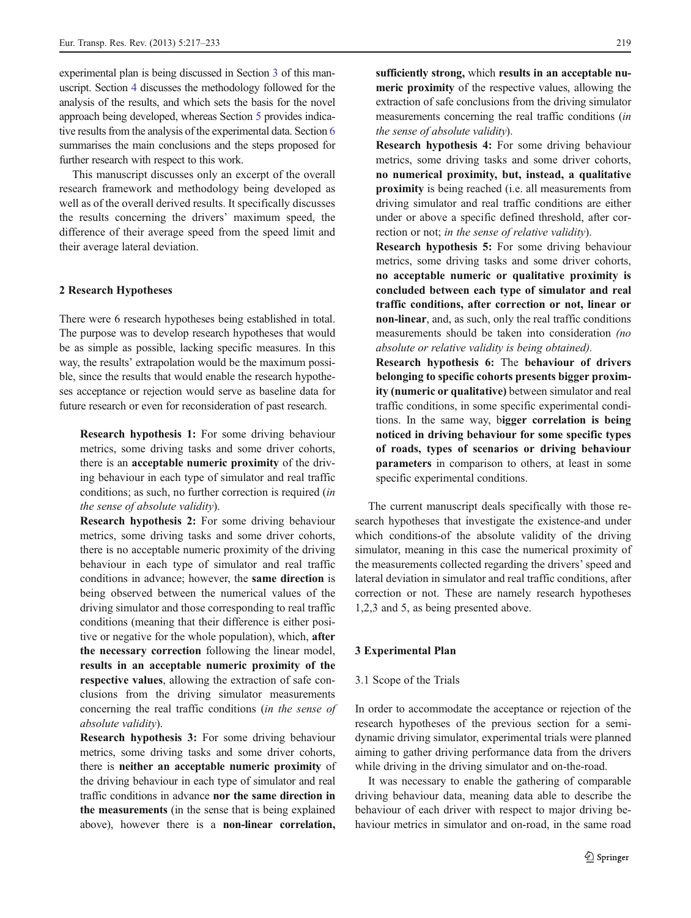experimental plan is being discussed in Section 3 of this manuscript. Section 4 discusses the methodology followed for the analysis of the results, and which sets the basis for the novel approach being developed, whereas Section 5 provides indicative results from the analysis of the experimental data. Section 6 summarises the main conclusions and the steps proposed for further research with respect to this work.

This manuscript discusses only an excerpt of the overall research framework and methodology being developed as well as of the overall derived results. It specifically discusses the results concerning the drivers' maximum speed, the difference of their average speed from the speed limit and their average lateral deviation.

## 2 Research Hypotheses

There were 6 research hypotheses being established in total. The purpose was to develop research hypotheses that would be as simple as possible, lacking specific measures. In this way, the results' extrapolation would be the maximum possible, since the results that would enable the research hypotheses acceptance or rejection would serve as baseline data for future research or even for reconsideration of past research.

> **Research hypothesis 1:** For some driving behaviour metrics, some driving tasks and some driver cohorts, there is an **acceptable numeric proximity** of the driving behaviour in each type of simulator and real traffic conditions; as such, no further correction is required (*in the sense of absolute validity*).
>
> **Research hypothesis 2:** For some driving behaviour metrics, some driving tasks and some driver cohorts, there is no acceptable numeric proximity of the driving behaviour in each type of simulator and real traffic conditions in advance; however, the **same direction** is being observed between the numerical values of the driving simulator and those corresponding to real traffic conditions (meaning that their difference is either positive or negative for the whole population), which, **after the necessary correction** following the linear model, **results in an acceptable numeric proximity of the respective values**, allowing the extraction of safe conclusions from the driving simulator measurements concerning the real traffic conditions (*in the sense of absolute validity*).
>
> **Research hypothesis 3:** For some driving behaviour metrics, some driving tasks and some driver cohorts, there is **neither an acceptable numeric proximity** of the driving behaviour in each type of simulator and real traffic conditions in advance **nor the same direction in the measurements** (in the sense that is being explained above), however there is a **non-linear correlation, sufficiently strong,** which **results in an acceptable numeric proximity** of the respective values, allowing the extraction of safe conclusions from the driving simulator measurements concerning the real traffic conditions (*in the sense of absolute validity*).
>
> **Research hypothesis 4:** For some driving behaviour metrics, some driving tasks and some driver cohorts, **no numerical proximity, but, instead, a qualitative proximity** is being reached (i.e. all measurements from driving simulator and real traffic conditions are either under or above a specific defined threshold, after correction or not; *in the sense of relative validity*).
>
> **Research hypothesis 5:** For some driving behaviour metrics, some driving tasks and some driver cohorts, **no acceptable numeric or qualitative proximity is concluded between each type of simulator and real traffic conditions, after correction or not, linear or non-linear**, and, as such, only the real traffic conditions measurements should be taken into consideration *(no absolute or relative validity is being obtained).*
>
> **Research hypothesis 6:** The **behaviour of drivers belonging to specific cohorts presents bigger proximity (numeric or qualitative)** between simulator and real traffic conditions, in some specific experimental conditions. In the same way, b**igger correlation is being noticed in driving behaviour for some specific types of roads, types of scenarios or driving behaviour parameters** in comparison to others, at least in some specific experimental conditions.

The current manuscript deals specifically with those research hypotheses that investigate the existence-and under which conditions-of the absolute validity of the driving simulator, meaning in this case the numerical proximity of the measurements collected regarding the drivers' speed and lateral deviation in simulator and real traffic conditions, after correction or not. These are namely research hypotheses 1,2,3 and 5, as being presented above.

## 3 Experimental Plan

### 3.1 Scope of the Trials

In order to accommodate the acceptance or rejection of the research hypotheses of the previous section for a semi-dynamic driving simulator, experimental trials were planned aiming to gather driving performance data from the drivers while driving in the driving simulator and on-the-road.

It was necessary to enable the gathering of comparable driving behaviour data, meaning data able to describe the behaviour of each driver with respect to major driving behaviour metrics in simulator and on-road, in the same road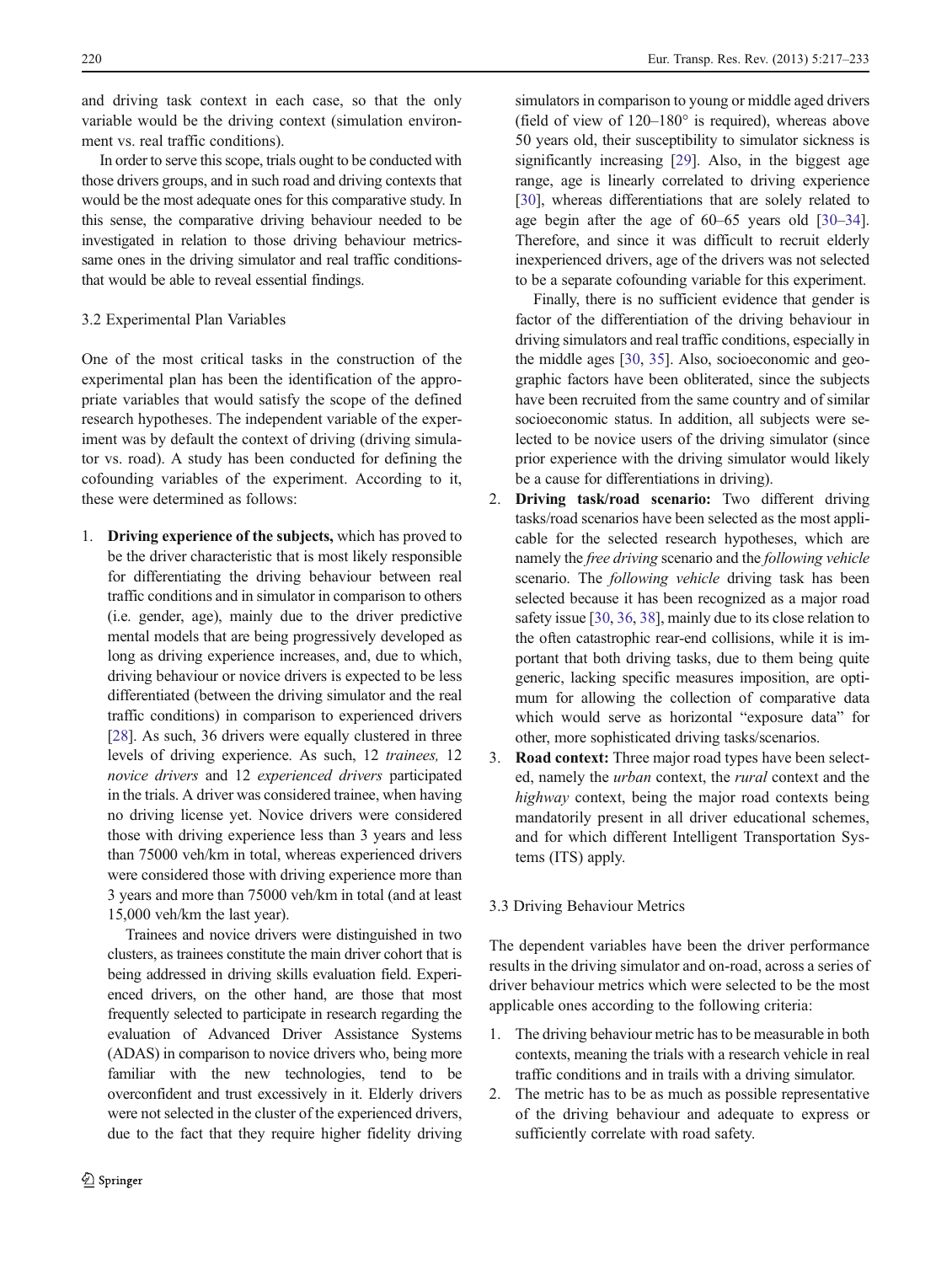and driving task context in each case, so that the only variable would be the driving context (simulation environment vs. real traffic conditions).

In order to serve this scope, trials ought to be conducted with those drivers groups, and in such road and driving contexts that would be the most adequate ones for this comparative study. In this sense, the comparative driving behaviour needed to be investigated in relation to those driving behaviour metrics-same ones in the driving simulator and real traffic conditions-that would be able to reveal essential findings.

### 3.2 Experimental Plan Variables

One of the most critical tasks in the construction of the experimental plan has been the identification of the appropriate variables that would satisfy the scope of the defined research hypotheses. The independent variable of the experiment was by default the context of driving (driving simulator vs. road). A study has been conducted for defining the cofounding variables of the experiment. According to it, these were determined as follows:

1. **Driving experience of the subjects,** which has proved to be the driver characteristic that is most likely responsible for differentiating the driving behaviour between real traffic conditions and in simulator in comparison to others (i.e. gender, age), mainly due to the driver predictive mental models that are being progressively developed as long as driving experience increases, and, due to which, driving behaviour or novice drivers is expected to be less differentiated (between the driving simulator and the real traffic conditions) in comparison to experienced drivers [28]. As such, 36 drivers were equally clustered in three levels of driving experience. As such, 12 *trainees,* 12 *novice drivers* and 12 *experienced drivers* participated in the trials. A driver was considered trainee, when having no driving license yet. Novice drivers were considered those with driving experience less than 3 years and less than 75000 veh/km in total, whereas experienced drivers were considered those with driving experience more than 3 years and more than 75000 veh/km in total (and at least 15,000 veh/km the last year).

   Trainees and novice drivers were distinguished in two clusters, as trainees constitute the main driver cohort that is being addressed in driving skills evaluation field. Experienced drivers, on the other hand, are those that most frequently selected to participate in research regarding the evaluation of Advanced Driver Assistance Systems (ADAS) in comparison to novice drivers who, being more familiar with the new technologies, tend to be overconfident and trust excessively in it. Elderly drivers were not selected in the cluster of the experienced drivers, due to the fact that they require higher fidelity driving simulators in comparison to young or middle aged drivers (field of view of 120–180° is required), whereas above 50 years old, their susceptibility to simulator sickness is significantly increasing [29]. Also, in the biggest age range, age is linearly correlated to driving experience [30], whereas differentiations that are solely related to age begin after the age of 60–65 years old [30–34]. Therefore, and since it was difficult to recruit elderly inexperienced drivers, age of the drivers was not selected to be a separate cofounding variable for this experiment.

   Finally, there is no sufficient evidence that gender is factor of the differentiation of the driving behaviour in driving simulators and real traffic conditions, especially in the middle ages [30, 35]. Also, socioeconomic and geographic factors have been obliterated, since the subjects have been recruited from the same country and of similar socioeconomic status. In addition, all subjects were selected to be novice users of the driving simulator (since prior experience with the driving simulator would likely be a cause for differentiations in driving).
2. **Driving task/road scenario:** Two different driving tasks/road scenarios have been selected as the most applicable for the selected research hypotheses, which are namely the *free driving* scenario and the *following vehicle* scenario. The *following vehicle* driving task has been selected because it has been recognized as a major road safety issue [30, 36, 38], mainly due to its close relation to the often catastrophic rear-end collisions, while it is important that both driving tasks, due to them being quite generic, lacking specific measures imposition, are optimum for allowing the collection of comparative data which would serve as horizontal "exposure data" for other, more sophisticated driving tasks/scenarios.
3. **Road context:** Three major road types have been selected, namely the *urban* context, the *rural* context and the *highway* context, being the major road contexts being mandatorily present in all driver educational schemes, and for which different Intelligent Transportation Systems (ITS) apply.

### 3.3 Driving Behaviour Metrics

The dependent variables have been the driver performance results in the driving simulator and on-road, across a series of driver behaviour metrics which were selected to be the most applicable ones according to the following criteria:

1. The driving behaviour metric has to be measurable in both contexts, meaning the trials with a research vehicle in real traffic conditions and in trails with a driving simulator.
2. The metric has to be as much as possible representative of the driving behaviour and adequate to express or sufficiently correlate with road safety.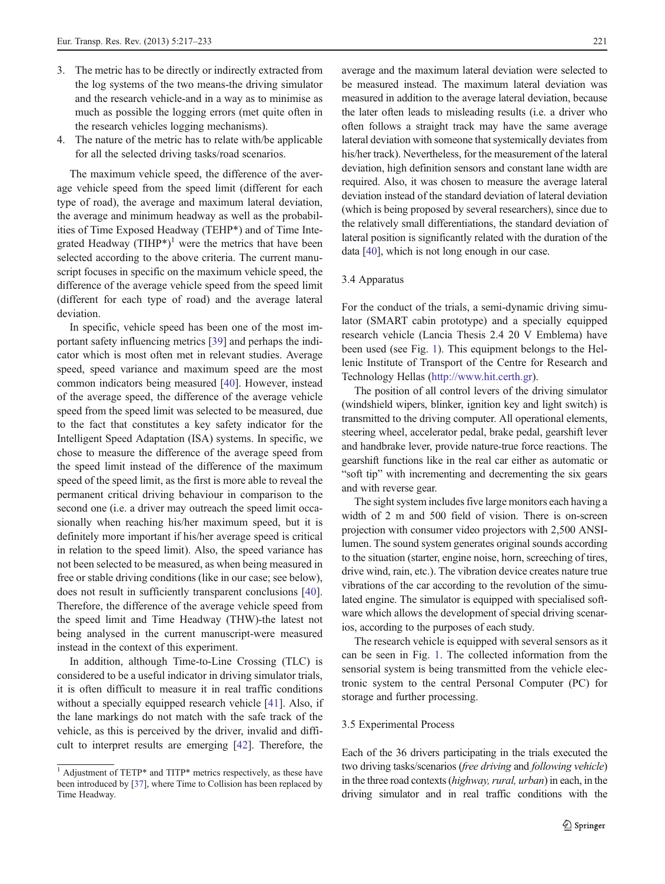3. The metric has to be directly or indirectly extracted from the log systems of the two means-the driving simulator and the research vehicle-and in a way as to minimise as much as possible the logging errors (met quite often in the research vehicles logging mechanisms).
4. The nature of the metric has to relate with/be applicable for all the selected driving tasks/road scenarios.

The maximum vehicle speed, the difference of the average vehicle speed from the speed limit (different for each type of road), the average and maximum lateral deviation, the average and minimum headway as well as the probabilities of Time Exposed Headway (TEHP*) and of Time Integrated Headway (TIHP*)[1] were the metrics that have been selected according to the above criteria. The current manuscript focuses in specific on the maximum vehicle speed, the difference of the average vehicle speed from the speed limit (different for each type of road) and the average lateral deviation.

In specific, vehicle speed has been one of the most important safety influencing metrics [39] and perhaps the indicator which is most often met in relevant studies. Average speed, speed variance and maximum speed are the most common indicators being measured [40]. However, instead of the average speed, the difference of the average vehicle speed from the speed limit was selected to be measured, due to the fact that constitutes a key safety indicator for the Intelligent Speed Adaptation (ISA) systems. In specific, we chose to measure the difference of the average speed from the speed limit instead of the difference of the maximum speed of the speed limit, as the first is more able to reveal the permanent critical driving behaviour in comparison to the second one (i.e. a driver may outreach the speed limit occasionally when reaching his/her maximum speed, but it is definitely more important if his/her average speed is critical in relation to the speed limit). Also, the speed variance has not been selected to be measured, as when being measured in free or stable driving conditions (like in our case; see below), does not result in sufficiently transparent conclusions [40]. Therefore, the difference of the average vehicle speed from the speed limit and Time Headway (THW)-the latest not being analysed in the current manuscript-were measured instead in the context of this experiment.

In addition, although Time-to-Line Crossing (TLC) is considered to be a useful indicator in driving simulator trials, it is often difficult to measure it in real traffic conditions without a specially equipped research vehicle [41]. Also, if the lane markings do not match with the safe track of the vehicle, as this is perceived by the driver, invalid and difficult to interpret results are emerging [42]. Therefore, the average and the maximum lateral deviation were selected to be measured instead. The maximum lateral deviation was measured in addition to the average lateral deviation, because the later often leads to misleading results (i.e. a driver who often follows a straight track may have the same average lateral deviation with someone that systemically deviates from his/her track). Nevertheless, for the measurement of the lateral deviation, high definition sensors and constant lane width are required. Also, it was chosen to measure the average lateral deviation instead of the standard deviation of lateral deviation (which is being proposed by several researchers), since due to the relatively small differentiations, the standard deviation of lateral position is significantly related with the duration of the data [40], which is not long enough in our case.

### 3.4 Apparatus

For the conduct of the trials, a semi-dynamic driving simulator (SMART cabin prototype) and a specially equipped research vehicle (Lancia Thesis 2.4 20 V Emblema) have been used (see Fig. 1). This equipment belongs to the Hellenic Institute of Transport of the Centre for Research and Technology Hellas (http://www.hit.certh.gr).

The position of all control levers of the driving simulator (windshield wipers, blinker, ignition key and light switch) is transmitted to the driving computer. All operational elements, steering wheel, accelerator pedal, brake pedal, gearshift lever and handbrake lever, provide nature-true force reactions. The gearshift functions like in the real car either as automatic or "soft tip" with incrementing and decrementing the six gears and with reverse gear.

The sight system includes five large monitors each having a width of 2 m and 500 field of vision. There is on-screen projection with consumer video projectors with 2,500 ANSI-lumen. The sound system generates original sounds according to the situation (starter, engine noise, horn, screeching of tires, drive wind, rain, etc.). The vibration device creates nature true vibrations of the car according to the revolution of the simulated engine. The simulator is equipped with specialised software which allows the development of special driving scenarios, according to the purposes of each study.

The research vehicle is equipped with several sensors as it can be seen in Fig. 1. The collected information from the sensorial system is being transmitted from the vehicle electronic system to the central Personal Computer (PC) for storage and further processing.

### 3.5 Experimental Process

Each of the 36 drivers participating in the trials executed the two driving tasks/scenarios (*free driving* and *following vehicle*) in the three road contexts (*highway, rural, urban*) in each, in the driving simulator and in real traffic conditions with the

---

[1] Adjustment of TETP* and TITP* metrics respectively, as these have been introduced by [37], where Time to Collision has been replaced by Time Headway.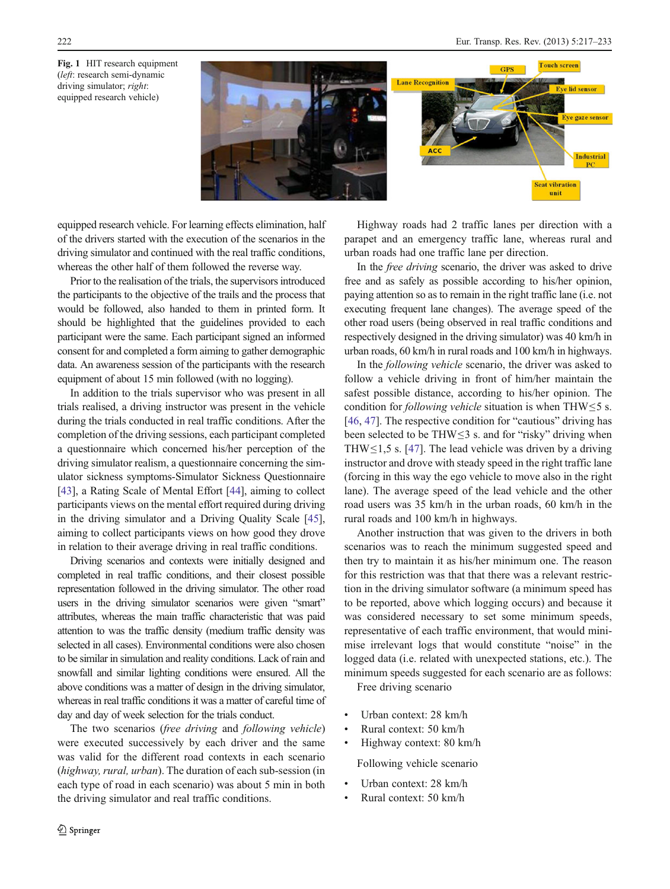**Fig. 1** HIT research equipment (*left*: research semi-dynamic driving simulator; *right*: equipped research vehicle)

equipped research vehicle. For learning effects elimination, half of the drivers started with the execution of the scenarios in the driving simulator and continued with the real traffic conditions, whereas the other half of them followed the reverse way.

Prior to the realisation of the trials, the supervisors introduced the participants to the objective of the trails and the process that would be followed, also handed to them in printed form. It should be highlighted that the guidelines provided to each participant were the same. Each participant signed an informed consent for and completed a form aiming to gather demographic data. An awareness session of the participants with the research equipment of about 15 min followed (with no logging).

In addition to the trials supervisor who was present in all trials realised, a driving instructor was present in the vehicle during the trials conducted in real traffic conditions. After the completion of the driving sessions, each participant completed a questionnaire which concerned his/her perception of the driving simulator realism, a questionnaire concerning the simulator sickness symptoms-Simulator Sickness Questionnaire [43], a Rating Scale of Mental Effort [44], aiming to collect participants views on the mental effort required during driving in the driving simulator and a Driving Quality Scale [45], aiming to collect participants views on how good they drove in relation to their average driving in real traffic conditions.

Driving scenarios and contexts were initially designed and completed in real traffic conditions, and their closest possible representation followed in the driving simulator. The other road users in the driving simulator scenarios were given "smart" attributes, whereas the main traffic characteristic that was paid attention to was the traffic density (medium traffic density was selected in all cases). Environmental conditions were also chosen to be similar in simulation and reality conditions. Lack of rain and snowfall and similar lighting conditions were ensured. All the above conditions was a matter of design in the driving simulator, whereas in real traffic conditions it was a matter of careful time of day and day of week selection for the trials conduct.

The two scenarios (*free driving* and *following vehicle*) were executed successively by each driver and the same was valid for the different road contexts in each scenario (*highway, rural, urban*). The duration of each sub-session (in each type of road in each scenario) was about 5 min in both the driving simulator and real traffic conditions.

Highway roads had 2 traffic lanes per direction with a parapet and an emergency traffic lane, whereas rural and urban roads had one traffic lane per direction.

In the *free driving* scenario, the driver was asked to drive free and as safely as possible according to his/her opinion, paying attention so as to remain in the right traffic lane (i.e. not executing frequent lane changes). The average speed of the other road users (being observed in real traffic conditions and respectively designed in the driving simulator) was 40 km/h in urban roads, 60 km/h in rural roads and 100 km/h in highways.

In the *following vehicle* scenario, the driver was asked to follow a vehicle driving in front of him/her maintain the safest possible distance, according to his/her opinion. The condition for *following vehicle* situation is when THW≤5 s. [46, 47]. The respective condition for "cautious" driving has been selected to be THW≤3 s. and for "risky" driving when THW≤1,5 s. [47]. The lead vehicle was driven by a driving instructor and drove with steady speed in the right traffic lane (forcing in this way the ego vehicle to move also in the right lane). The average speed of the lead vehicle and the other road users was 35 km/h in the urban roads, 60 km/h in the rural roads and 100 km/h in highways.

Another instruction that was given to the drivers in both scenarios was to reach the minimum suggested speed and then try to maintain it as his/her minimum one. The reason for this restriction was that that there was a relevant restriction in the driving simulator software (a minimum speed has to be reported, above which logging occurs) and because it was considered necessary to set some minimum speeds, representative of each traffic environment, that would minimise irrelevant logs that would constitute "noise" in the logged data (i.e. related with unexpected stations, etc.). The minimum speeds suggested for each scenario are as follows:

Free driving scenario

- Urban context: 28 km/h
- Rural context: 50 km/h
- Highway context: 80 km/h

Following vehicle scenario

- Urban context: 28 km/h
- Rural context: 50 km/h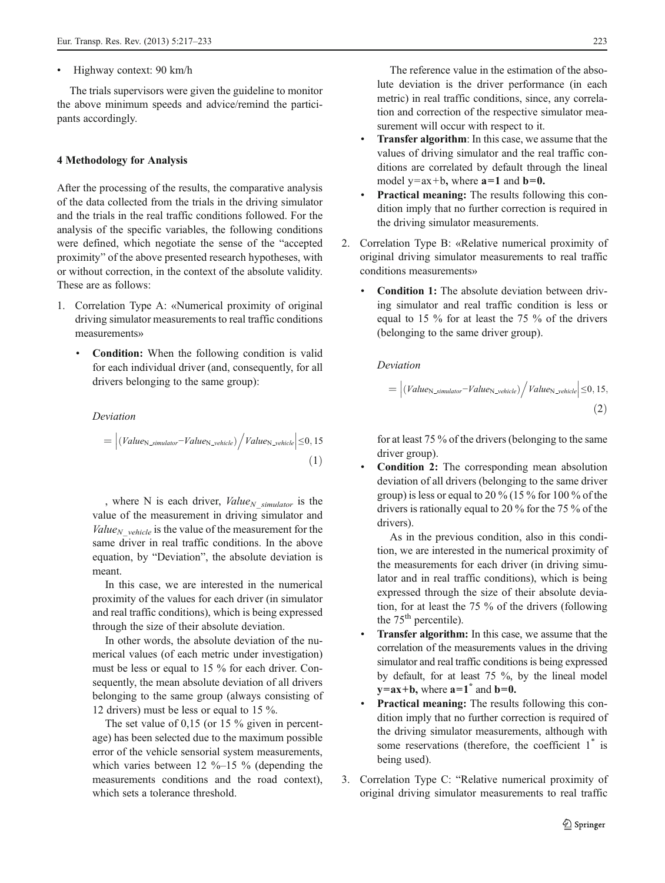- Highway context: 90 km/h

The trials supervisors were given the guideline to monitor the above minimum speeds and advice/remind the participants accordingly.

### 4 Methodology for Analysis

After the processing of the results, the comparative analysis of the data collected from the trials in the driving simulator and the trials in the real traffic conditions followed. For the analysis of the specific variables, the following conditions were defined, which negotiate the sense of the "accepted proximity" of the above presented research hypotheses, with or without correction, in the context of the absolute validity. These are as follows:

1. Correlation Type A: «Numerical proximity of original driving simulator measurements to real traffic conditions measurements»

   - **Condition:** When the following condition is valid for each individual driver (and, consequently, for all drivers belonging to the same group):

     *Deviation*

     $$= \left| \left(Value_{\mathrm{N\_simulator}} - Value_{\mathrm{N\_vehicle}}\right) \Big/ Value_{\mathrm{N\_vehicle}} \right| \leq 0,15 \tag{1}$$

     , where N is each driver, $Value_{N\_simulator}$ is the value of the measurement in driving simulator and $Value_{N\_vehicle}$ is the value of the measurement for the same driver in real traffic conditions. In the above equation, by "Deviation", the absolute deviation is meant.

     In this case, we are interested in the numerical proximity of the values for each driver (in simulator and real traffic conditions), which is being expressed through the size of their absolute deviation.

     In other words, the absolute deviation of the numerical values (of each metric under investigation) must be less or equal to 15 % for each driver. Consequently, the mean absolute deviation of all drivers belonging to the same group (always consisting of 12 drivers) must be less or equal to 15 %.

     The set value of 0,15 (or 15 % given in percentage) has been selected due to the maximum possible error of the vehicle sensorial system measurements, which varies between 12 %–15 % (depending the measurements conditions and the road context), which sets a tolerance threshold.

     The reference value in the estimation of the absolute deviation is the driver performance (in each metric) in real traffic conditions, since, any correlation and correction of the respective simulator measurement will occur with respect to it.

   - **Transfer algorithm**: In this case, we assume that the values of driving simulator and the real traffic conditions are correlated by default through the lineal model y=ax+b, where **a=1** and **b=0.**
   - **Practical meaning:** The results following this condition imply that no further correction is required in the driving simulator measurements.

2. Correlation Type B: «Relative numerical proximity of original driving simulator measurements to real traffic conditions measurements»

   - **Condition 1:** The absolute deviation between driving simulator and real traffic condition is less or equal to 15 % for at least the 75 % of the drivers (belonging to the same driver group).

     *Deviation*

     $$= \left| \left(Value_{\mathrm{N\_simulator}} - Value_{\mathrm{N\_vehicle}}\right) \Big/ Value_{\mathrm{N\_vehicle}} \right| \leq 0,15, \tag{2}$$

     for at least 75 % of the drivers (belonging to the same driver group).

   - **Condition 2:** The corresponding mean absolution deviation of all drivers (belonging to the same driver group) is less or equal to 20 % (15 % for 100 % of the drivers is rationally equal to 20 % for the 75 % of the drivers).

     As in the previous condition, also in this condition, we are interested in the numerical proximity of the measurements for each driver (in driving simulator and in real traffic conditions), which is being expressed through the size of their absolute deviation, for at least the 75 % of the drivers (following the 75[th] percentile).

   - **Transfer algorithm:** In this case, we assume that the correlation of the measurements values in the driving simulator and real traffic conditions is being expressed by default, for at least 75 %, by the lineal model **y=ax+b,** where **a=1*** and **b=0.**
   - **Practical meaning:** The results following this condition imply that no further correction is required of the driving simulator measurements, although with some reservations (therefore, the coefficient 1* is being used).

3. Correlation Type C: "Relative numerical proximity of original driving simulator measurements to real traffic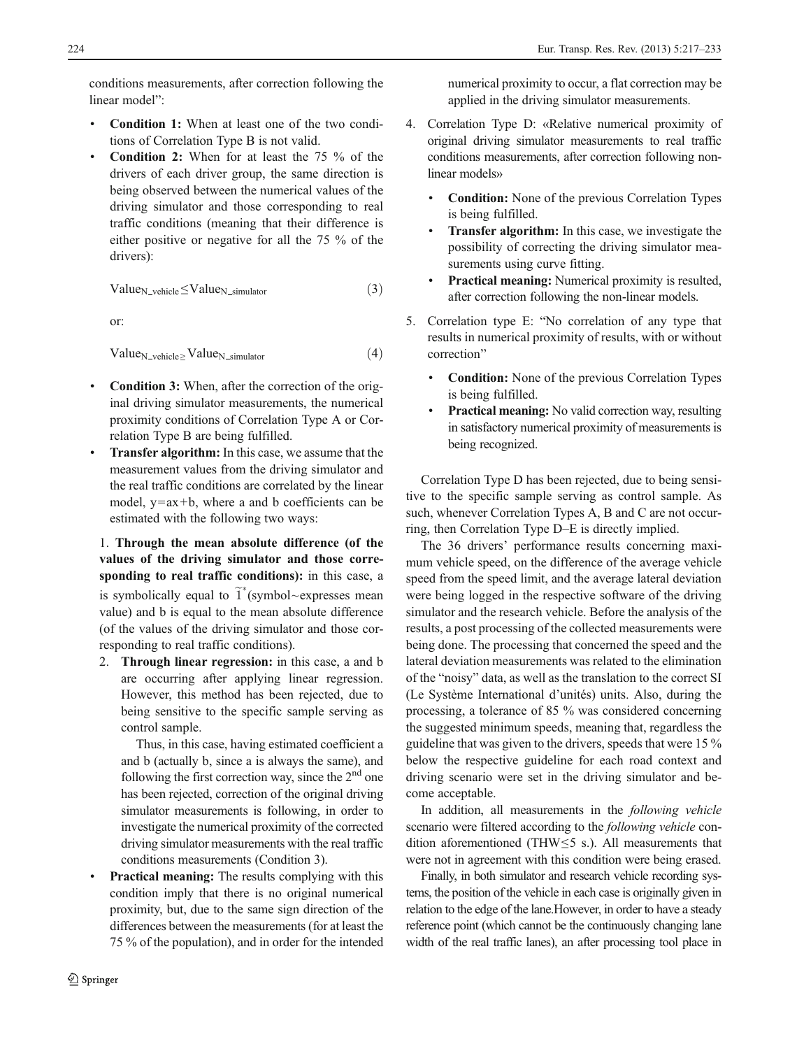conditions measurements, after correction following the linear model":

- **Condition 1:** When at least one of the two conditions of Correlation Type B is not valid.
- **Condition 2:** When for at least the 75 % of the drivers of each driver group, the same direction is being observed between the numerical values of the driving simulator and those corresponding to real traffic conditions (meaning that their difference is either positive or negative for all the 75 % of the drivers):

$$\text{Value}_{\text{N\_vehicle}} \leq \text{Value}_{\text{N\_simulator}} \tag{3}$$

or:

$$\text{Value}_{\text{N\_vehicle}} \geq \text{Value}_{\text{N\_simulator}} \tag{4}$$

- **Condition 3:** When, after the correction of the original driving simulator measurements, the numerical proximity conditions of Correlation Type A or Correlation Type B are being fulfilled.
- **Transfer algorithm:** In this case, we assume that the measurement values from the driving simulator and the real traffic conditions are correlated by the linear model, y=ax+b, where a and b coefficients can be estimated with the following two ways:

  1. **Through the mean absolute difference (of the values of the driving simulator and those corresponding to real traffic conditions):** in this case, a is symbolically equal to $\widetilde{1}^{*}$(symbol~expresses mean value) and b is equal to the mean absolute difference (of the values of the driving simulator and those corresponding to real traffic conditions).
  2. **Through linear regression:** in this case, a and b are occurring after applying linear regression. However, this method has been rejected, due to being sensitive to the specific sample serving as control sample.

     Thus, in this case, having estimated coefficient a and b (actually b, since a is always the same), and following the first correction way, since the 2nd one has been rejected, correction of the original driving simulator measurements is following, in order to investigate the numerical proximity of the corrected driving simulator measurements with the real traffic conditions measurements (Condition 3).

- **Practical meaning:** The results complying with this condition imply that there is no original numerical proximity, but, due to the same sign direction of the differences between the measurements (for at least the 75 % of the population), and in order for the intended numerical proximity to occur, a flat correction may be applied in the driving simulator measurements.

4. Correlation Type D: «Relative numerical proximity of original driving simulator measurements to real traffic conditions measurements, after correction following non-linear models»
   - **Condition:** None of the previous Correlation Types is being fulfilled.
   - **Transfer algorithm:** In this case, we investigate the possibility of correcting the driving simulator measurements using curve fitting.
   - **Practical meaning:** Numerical proximity is resulted, after correction following the non-linear models.
5. Correlation type E: "No correlation of any type that results in numerical proximity of results, with or without correction"
   - **Condition:** None of the previous Correlation Types is being fulfilled.
   - **Practical meaning:** No valid correction way, resulting in satisfactory numerical proximity of measurements is being recognized.

Correlation Type D has been rejected, due to being sensitive to the specific sample serving as control sample. As such, whenever Correlation Types A, B and C are not occurring, then Correlation Type D–E is directly implied.

The 36 drivers' performance results concerning maximum vehicle speed, on the difference of the average vehicle speed from the speed limit, and the average lateral deviation were being logged in the respective software of the driving simulator and the research vehicle. Before the analysis of the results, a post processing of the collected measurements were being done. The processing that concerned the speed and the lateral deviation measurements was related to the elimination of the "noisy" data, as well as the translation to the correct SI (Le Système International d'unités) units. Also, during the processing, a tolerance of 85 % was considered concerning the suggested minimum speeds, meaning that, regardless the guideline that was given to the drivers, speeds that were 15 % below the respective guideline for each road context and driving scenario were set in the driving simulator and become acceptable.

In addition, all measurements in the *following vehicle* scenario were filtered according to the *following vehicle* condition aforementioned (THW≤5 s.). All measurements that were not in agreement with this condition were being erased.

Finally, in both simulator and research vehicle recording systems, the position of the vehicle in each case is originally given in relation to the edge of the lane.However, in order to have a steady reference point (which cannot be the continuously changing lane width of the real traffic lanes), an after processing tool place in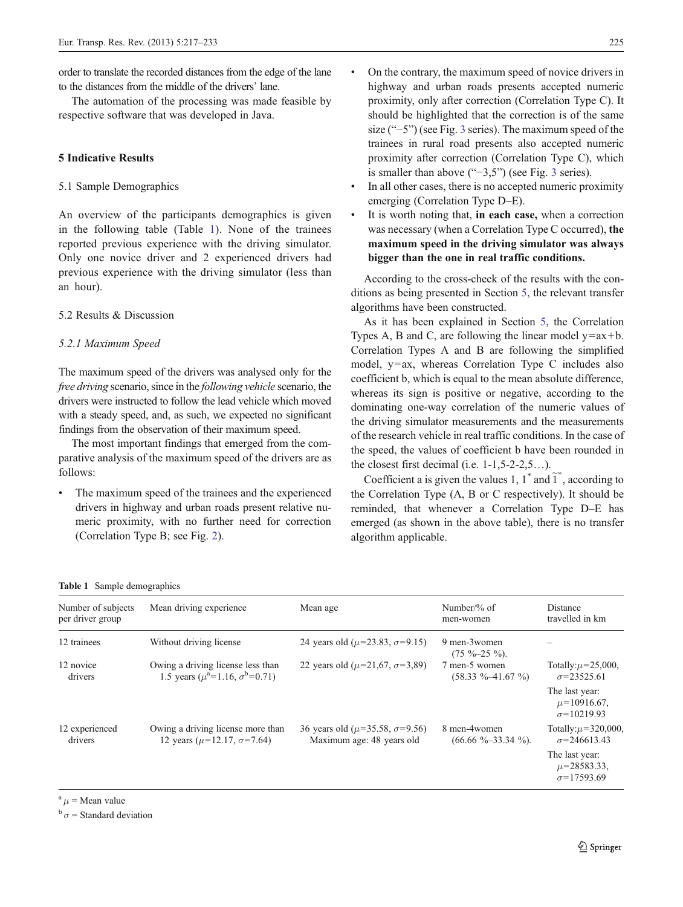order to translate the recorded distances from the edge of the lane to the distances from the middle of the drivers' lane.

The automation of the processing was made feasible by respective software that was developed in Java.

## 5 Indicative Results

### 5.1 Sample Demographics

An overview of the participants demographics is given in the following table (Table 1). None of the trainees reported previous experience with the driving simulator. Only one novice driver and 2 experienced drivers had previous experience with the driving simulator (less than an hour).

### 5.2 Results & Discussion

#### *5.2.1 Maximum Speed*

The maximum speed of the drivers was analysed only for the *free driving* scenario, since in the *following vehicle* scenario, the drivers were instructed to follow the lead vehicle which moved with a steady speed, and, as such, we expected no significant findings from the observation of their maximum speed.

The most important findings that emerged from the comparative analysis of the maximum speed of the drivers are as follows:

- The maximum speed of the trainees and the experienced drivers in highway and urban roads present relative numeric proximity, with no further need for correction (Correlation Type B; see Fig. 2).
- On the contrary, the maximum speed of novice drivers in highway and urban roads presents accepted numeric proximity, only after correction (Correlation Type C). It should be highlighted that the correction is of the same size ("−5") (see Fig. 3 series). The maximum speed of the trainees in rural road presents also accepted numeric proximity after correction (Correlation Type C), which is smaller than above ("−3,5") (see Fig. 3 series).
- In all other cases, there is no accepted numeric proximity emerging (Correlation Type D–E).
- It is worth noting that, **in each case,** when a correction was necessary (when a Correlation Type C occurred), **the maximum speed in the driving simulator was always bigger than the one in real traffic conditions.**

According to the cross-check of the results with the conditions as being presented in Section 5, the relevant transfer algorithms have been constructed.

As it has been explained in Section 5, the Correlation Types A, B and C, are following the linear model y=ax+b. Correlation Types A and B are following the simplified model, y=ax, whereas Correlation Type C includes also coefficient b, which is equal to the mean absolute difference, whereas its sign is positive or negative, according to the dominating one-way correlation of the numeric values of the driving simulator measurements and the measurements of the research vehicle in real traffic conditions. In the case of the speed, the values of coefficient b have been rounded in the closest first decimal (i.e. 1-1,5-2-2,5…).

Coefficient a is given the values 1, $1^*$ and $\tilde{1}^*$, according to the Correlation Type (A, B or C respectively). It should be reminded, that whenever a Correlation Type D–E has emerged (as shown in the above table), there is no transfer algorithm applicable.

**Table 1** Sample demographics

| Number of subjects per driver group | Mean driving experience | Mean age | Number/% of men-women | Distance travelled in km |
|---|---|---|---|---|
| 12 trainees | Without driving license | 24 years old ($\mu$=23.83, $\sigma$=9.15) | 9 men-3women (75 %–25 %). | – |
| 12 novice drivers | Owing a driving license less than 1.5 years ($\mu^a$=1.16, $\sigma^b$=0.71) | 22 years old ($\mu$=21,67, $\sigma$=3,89) | 7 men-5 women (58.33 %–41.67 %) | Totally: $\mu$=25,000, $\sigma$=23525.61 |
| | | | | The last year: $\mu$=10916.67, $\sigma$=10219.93 |
| 12 experienced drivers | Owing a driving license more than 12 years ($\mu$=12.17, $\sigma$=7.64) | 36 years old ($\mu$=35.58, $\sigma$=9.56) Maximum age: 48 years old | 8 men-4women (66.66 %–33.34 %). | Totally: $\mu$=320,000, $\sigma$=246613.43 |
| | | | | The last year: $\mu$=28583.33, $\sigma$=17593.69 |

[a] $\mu$ = Mean value

[b] $\sigma$ = Standard deviation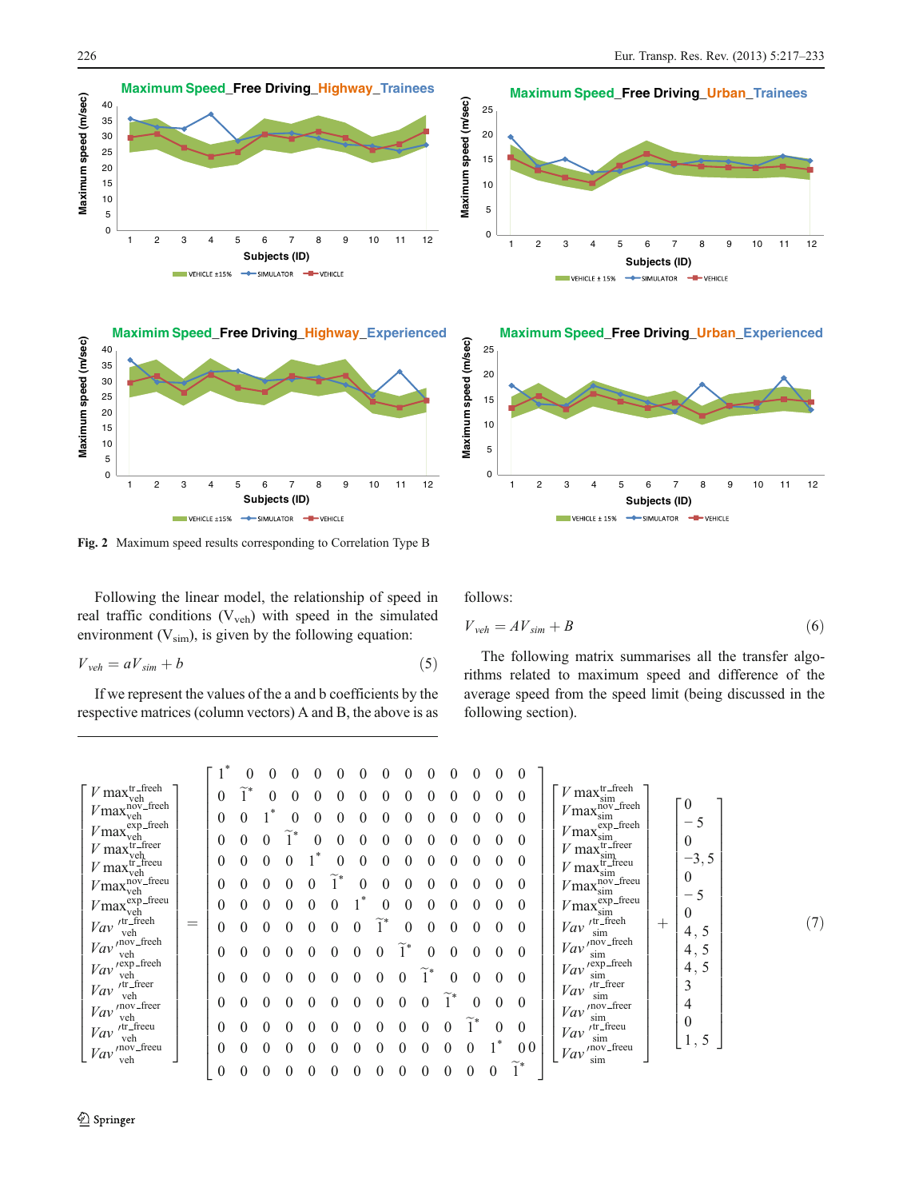Fig. 2 Maximum speed results corresponding to Correlation Type B

Following the linear model, the relationship of speed in real traffic conditions ($V_{veh}$) with speed in the simulated environment ($V_{sim}$), is given by the following equation:

$$V_{veh} = aV_{sim} + b \tag{5}$$

If we represent the values of the a and b coefficients by the respective matrices (column vectors) A and B, the above is as follows:

$$V_{veh} = AV_{sim} + B \tag{6}$$

The following matrix summarises all the transfer algorithms related to maximum speed and difference of the average speed from the speed limit (being discussed in the following section).

$$
\begin{bmatrix}
V\max_{veh}^{tr\_freeh} \\
V\max_{veh}^{nov\_freeh} \\
V\max_{veh}^{exp\_freeh} \\
V\max_{veh}^{tr\_freer} \\
V\max_{veh}^{tr\_freeu} \\
V\max_{veh}^{nov\_freeu} \\
V\max_{veh}^{exp\_freeu} \\
Vav'^{tr\_freeh}_{veh} \\
Vav'^{nov\_freeh}_{veh} \\
Vav'^{exp\_freeh}_{veh} \\
Vav'^{tr\_freer}_{veh} \\
Vav'^{nov\_freer}_{veh} \\
Vav'^{tr\_freeu}_{veh} \\
Vav'^{nov\_freeu}_{veh}
\end{bmatrix}
=
\begin{bmatrix}
1^* & 0 & 0 & 0 & 0 & 0 & 0 & 0 & 0 & 0 & 0 & 0 & 0 & 0 \\
0 & \tilde{1}^* & 0 & 0 & 0 & 0 & 0 & 0 & 0 & 0 & 0 & 0 & 0 & 0 \\
0 & 0 & 1^* & 0 & 0 & 0 & 0 & 0 & 0 & 0 & 0 & 0 & 0 & 0 \\
0 & 0 & 0 & \tilde{1}^* & 0 & 0 & 0 & 0 & 0 & 0 & 0 & 0 & 0 & 0 \\
0 & 0 & 0 & 0 & 1^* & 0 & 0 & 0 & 0 & 0 & 0 & 0 & 0 & 0 \\
0 & 0 & 0 & 0 & 0 & \tilde{1}^* & 0 & 0 & 0 & 0 & 0 & 0 & 0 & 0 \\
0 & 0 & 0 & 0 & 0 & 0 & 1^* & 0 & 0 & 0 & 0 & 0 & 0 & 0 \\
0 & 0 & 0 & 0 & 0 & 0 & 0 & \tilde{1}^* & 0 & 0 & 0 & 0 & 0 & 0 \\
0 & 0 & 0 & 0 & 0 & 0 & 0 & 0 & \tilde{1}^* & 0 & 0 & 0 & 0 & 0 \\
0 & 0 & 0 & 0 & 0 & 0 & 0 & 0 & 0 & \tilde{1}^* & 0 & 0 & 0 & 0 \\
0 & 0 & 0 & 0 & 0 & 0 & 0 & 0 & 0 & 0 & \tilde{1}^* & 0 & 0 & 0 \\
0 & 0 & 0 & 0 & 0 & 0 & 0 & 0 & 0 & 0 & 0 & \tilde{1}^* & 0 & 0 \\
0 & 0 & 0 & 0 & 0 & 0 & 0 & 0 & 0 & 0 & 0 & 0 & 1^* & 0 \\
0 & 0 & 0 & 0 & 0 & 0 & 0 & 0 & 0 & 0 & 0 & 0 & 0 & \tilde{1}^*
\end{bmatrix}
\begin{bmatrix}
V\max_{sim}^{tr\_freeh} \\
V\max_{sim}^{nov\_freeh} \\
V\max_{sim}^{exp\_freeh} \\
V\max_{sim}^{tr\_freer} \\
V\max_{sim}^{tr\_freeu} \\
V\max_{sim}^{nov\_freeu} \\
V\max_{sim}^{exp\_freeu} \\
Vav'^{tr\_freeh}_{sim} \\
Vav'^{nov\_freeh}_{sim} \\
Vav'^{exp\_freeh}_{sim} \\
Vav'^{tr\_freer}_{sim} \\
Vav'^{nov\_freer}_{sim} \\
Vav'^{tr\_freeu}_{sim} \\
Vav'^{nov\_freeu}_{sim}
\end{bmatrix}
+
\begin{bmatrix}
0 \\ -5 \\ 0 \\ -3,5 \\ 0 \\ -5 \\ 0 \\ 4,5 \\ 4,5 \\ 4,5 \\ 3 \\ 4 \\ 0 \\ 1,5
\end{bmatrix}
\tag{7}
$$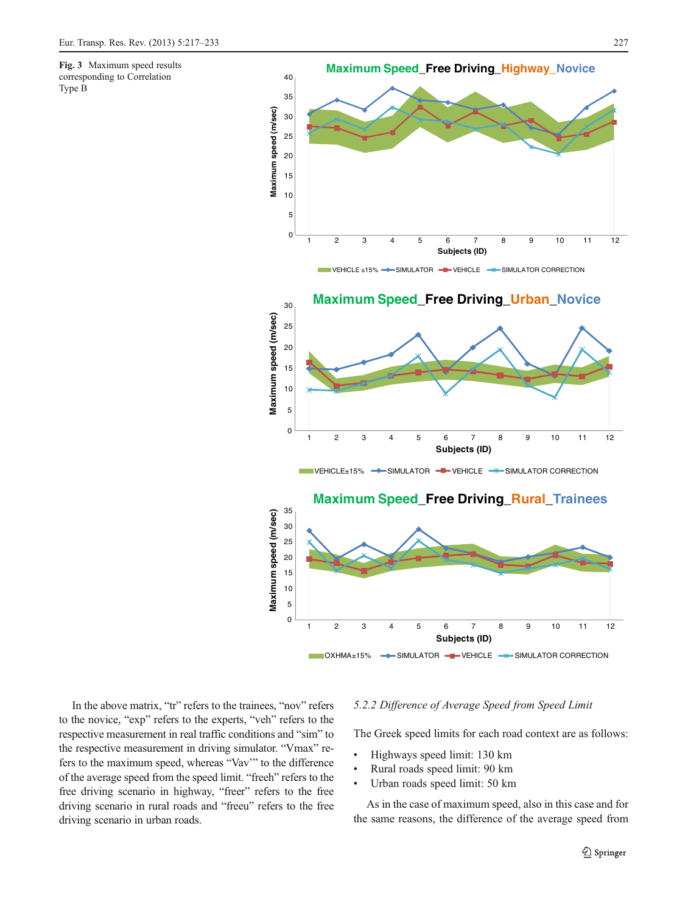**Fig. 3** Maximum speed results corresponding to Correlation Type B

In the above matrix, "tr" refers to the trainees, "nov" refers to the novice, "exp" refers to the experts, "veh" refers to the respective measurement in real traffic conditions and "sim" to the respective measurement in driving simulator. "Vmax" refers to the maximum speed, whereas "Vav'" to the difference of the average speed from the speed limit. "freeh" refers to the free driving scenario in highway, "freer" refers to the free driving scenario in rural roads and "freeu" refers to the free driving scenario in urban roads.

### 5.2.2 Difference of Average Speed from Speed Limit

The Greek speed limits for each road context are as follows:

- Highways speed limit: 130 km
- Rural roads speed limit: 90 km
- Urban roads speed limit: 50 km

As in the case of maximum speed, also in this case and for the same reasons, the difference of the average speed from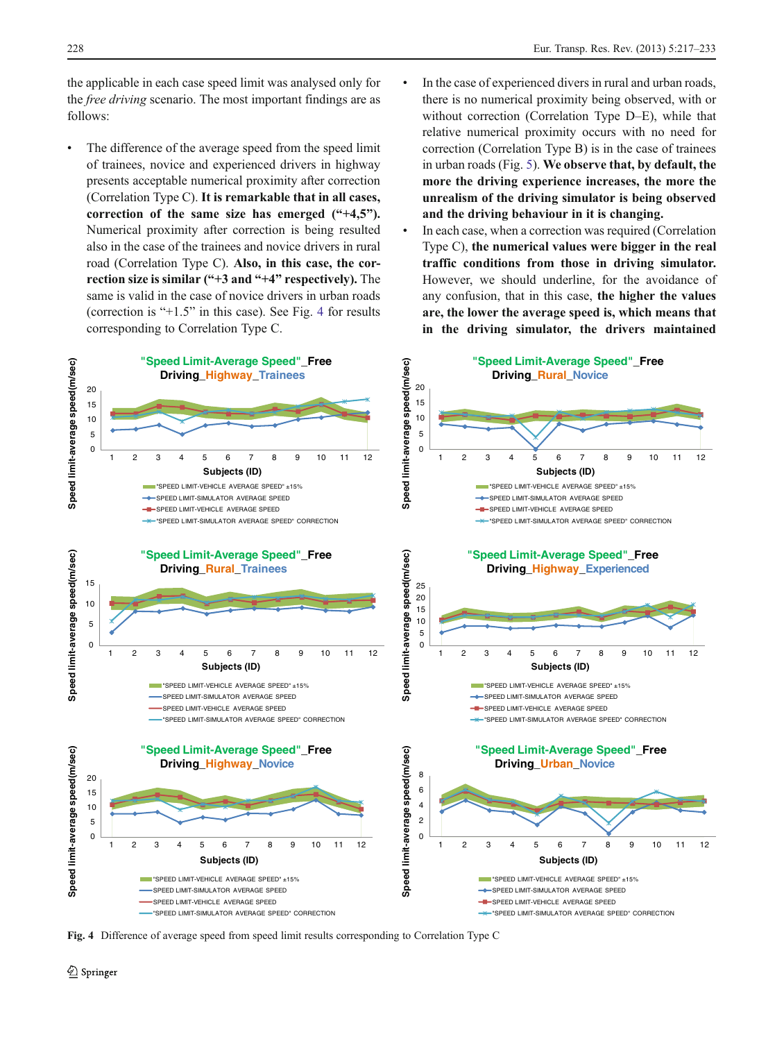the applicable in each case speed limit was analysed only for the *free driving* scenario. The most important findings are as follows:

- The difference of the average speed from the speed limit of trainees, novice and experienced drivers in highway presents acceptable numerical proximity after correction (Correlation Type C). **It is remarkable that in all cases, correction of the same size has emerged ("+4,5").** Numerical proximity after correction is being resulted also in the case of the trainees and novice drivers in rural road (Correlation Type C). **Also, in this case, the correction size is similar ("+3 and "+4" respectively).** The same is valid in the case of novice drivers in urban roads (correction is "+1.5" in this case). See Fig. 4 for results corresponding to Correlation Type C.
- In the case of experienced divers in rural and urban roads, there is no numerical proximity being observed, with or without correction (Correlation Type D–E), while that relative numerical proximity occurs with no need for correction (Correlation Type B) is in the case of trainees in urban roads (Fig. 5). **We observe that, by default, the more the driving experience increases, the more the unrealism of the driving simulator is being observed and the driving behaviour in it is changing.**
- In each case, when a correction was required (Correlation Type C), **the numerical values were bigger in the real traffic conditions from those in driving simulator.** However, we should underline, for the avoidance of any confusion, that in this case, **the higher the values are, the lower the average speed is, which means that in the driving simulator, the drivers maintained**

Fig. 4 Difference of average speed from speed limit results corresponding to Correlation Type C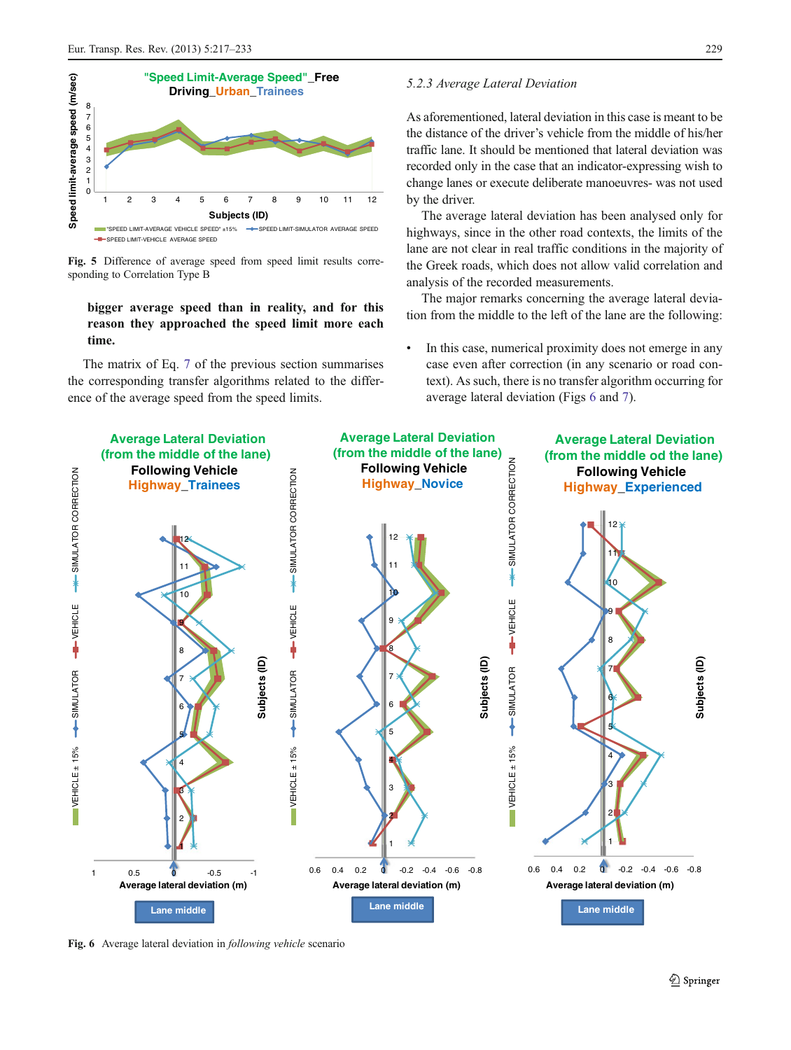Fig. 5 Difference of average speed from speed limit results corresponding to Correlation Type B

**bigger average speed than in reality, and for this reason they approached the speed limit more each time.**

The matrix of Eq. 7 of the previous section summarises the corresponding transfer algorithms related to the difference of the average speed from the speed limits.

### *5.2.3 Average Lateral Deviation*

As aforementioned, lateral deviation in this case is meant to be the distance of the driver's vehicle from the middle of his/her traffic lane. It should be mentioned that lateral deviation was recorded only in the case that an indicator-expressing wish to change lanes or execute deliberate manoeuvres- was not used by the driver.

The average lateral deviation has been analysed only for highways, since in the other road contexts, the limits of the lane are not clear in real traffic conditions in the majority of the Greek roads, which does not allow valid correlation and analysis of the recorded measurements.

The major remarks concerning the average lateral deviation from the middle to the left of the lane are the following:

- In this case, numerical proximity does not emerge in any case even after correction (in any scenario or road context). As such, there is no transfer algorithm occurring for average lateral deviation (Figs 6 and 7).

Fig. 6 Average lateral deviation in *following vehicle* scenario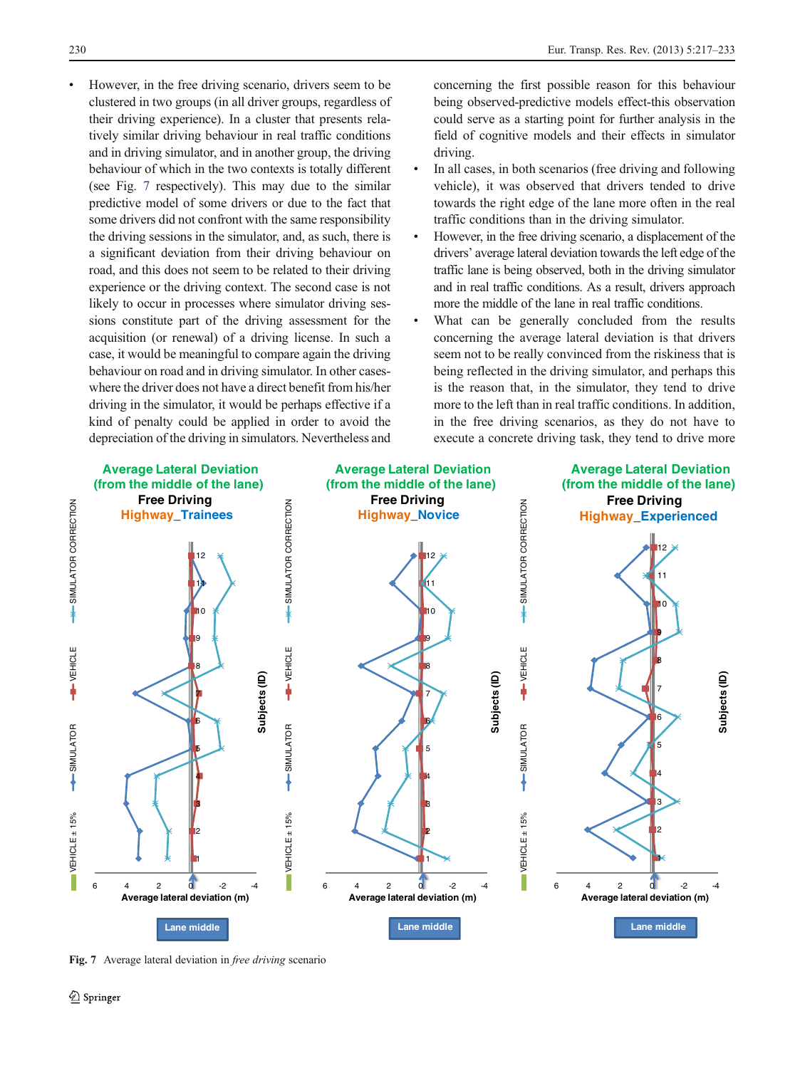- However, in the free driving scenario, drivers seem to be clustered in two groups (in all driver groups, regardless of their driving experience). In a cluster that presents relatively similar driving behaviour in real traffic conditions and in driving simulator, and in another group, the driving behaviour of which in the two contexts is totally different (see Fig. 7 respectively). This may due to the similar predictive model of some drivers or due to the fact that some drivers did not confront with the same responsibility the driving sessions in the simulator, and, as such, there is a significant deviation from their driving behaviour on road, and this does not seem to be related to their driving experience or the driving context. The second case is not likely to occur in processes where simulator driving sessions constitute part of the driving assessment for the acquisition (or renewal) of a driving license. In such a case, it would be meaningful to compare again the driving behaviour on road and in driving simulator. In other cases-where the driver does not have a direct benefit from his/her driving in the simulator, it would be perhaps effective if a kind of penalty could be applied in order to avoid the depreciation of the driving in simulators. Nevertheless and concerning the first possible reason for this behaviour being observed-predictive models effect-this observation could serve as a starting point for further analysis in the field of cognitive models and their effects in simulator driving.
- In all cases, in both scenarios (free driving and following vehicle), it was observed that drivers tended to drive towards the right edge of the lane more often in the real traffic conditions than in the driving simulator.
- However, in the free driving scenario, a displacement of the drivers' average lateral deviation towards the left edge of the traffic lane is being observed, both in the driving simulator and in real traffic conditions. As a result, drivers approach more the middle of the lane in real traffic conditions.
- What can be generally concluded from the results concerning the average lateral deviation is that drivers seem not to be really convinced from the riskiness that is being reflected in the driving simulator, and perhaps this is the reason that, in the simulator, they tend to drive more to the left than in real traffic conditions. In addition, in the free driving scenarios, as they do not have to execute a concrete driving task, they tend to drive more

**Fig. 7** Average lateral deviation in *free driving* scenario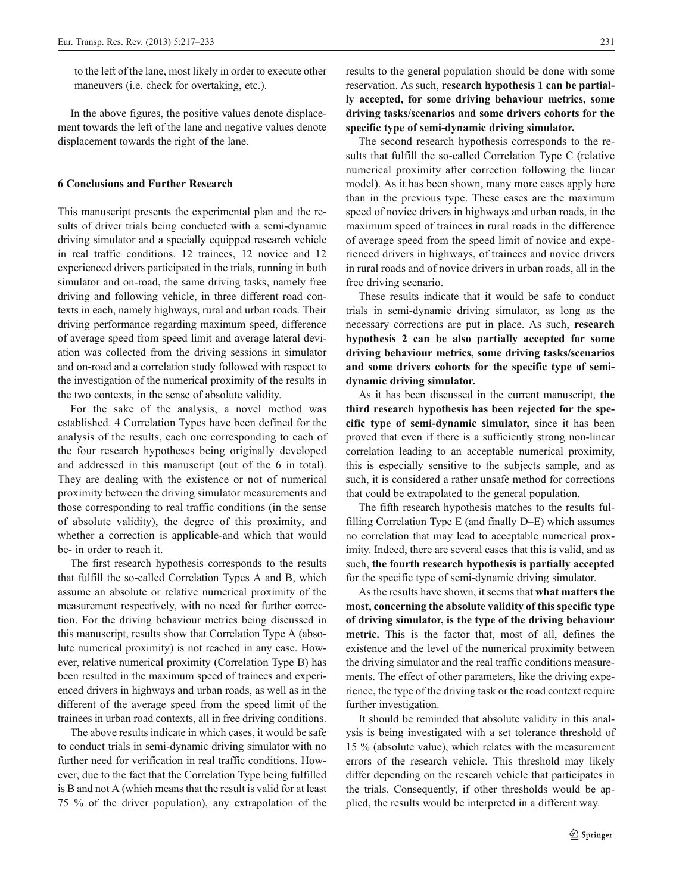to the left of the lane, most likely in order to execute other maneuvers (i.e. check for overtaking, etc.).

In the above figures, the positive values denote displacement towards the left of the lane and negative values denote displacement towards the right of the lane.

## 6 Conclusions and Further Research

This manuscript presents the experimental plan and the results of driver trials being conducted with a semi-dynamic driving simulator and a specially equipped research vehicle in real traffic conditions. 12 trainees, 12 novice and 12 experienced drivers participated in the trials, running in both simulator and on-road, the same driving tasks, namely free driving and following vehicle, in three different road contexts in each, namely highways, rural and urban roads. Their driving performance regarding maximum speed, difference of average speed from speed limit and average lateral deviation was collected from the driving sessions in simulator and on-road and a correlation study followed with respect to the investigation of the numerical proximity of the results in the two contexts, in the sense of absolute validity.

For the sake of the analysis, a novel method was established. 4 Correlation Types have been defined for the analysis of the results, each one corresponding to each of the four research hypotheses being originally developed and addressed in this manuscript (out of the 6 in total). They are dealing with the existence or not of numerical proximity between the driving simulator measurements and those corresponding to real traffic conditions (in the sense of absolute validity), the degree of this proximity, and whether a correction is applicable-and which that would be- in order to reach it.

The first research hypothesis corresponds to the results that fulfill the so-called Correlation Types A and B, which assume an absolute or relative numerical proximity of the measurement respectively, with no need for further correction. For the driving behaviour metrics being discussed in this manuscript, results show that Correlation Type A (absolute numerical proximity) is not reached in any case. However, relative numerical proximity (Correlation Type B) has been resulted in the maximum speed of trainees and experienced drivers in highways and urban roads, as well as in the different of the average speed from the speed limit of the trainees in urban road contexts, all in free driving conditions.

The above results indicate in which cases, it would be safe to conduct trials in semi-dynamic driving simulator with no further need for verification in real traffic conditions. However, due to the fact that the Correlation Type being fulfilled is B and not A (which means that the result is valid for at least 75 % of the driver population), any extrapolation of the results to the general population should be done with some reservation. As such, **research hypothesis 1 can be partially accepted, for some driving behaviour metrics, some driving tasks/scenarios and some drivers cohorts for the specific type of semi-dynamic driving simulator.**

The second research hypothesis corresponds to the results that fulfill the so-called Correlation Type C (relative numerical proximity after correction following the linear model). As it has been shown, many more cases apply here than in the previous type. These cases are the maximum speed of novice drivers in highways and urban roads, in the maximum speed of trainees in rural roads in the difference of average speed from the speed limit of novice and experienced drivers in highways, of trainees and novice drivers in rural roads and of novice drivers in urban roads, all in the free driving scenario.

These results indicate that it would be safe to conduct trials in semi-dynamic driving simulator, as long as the necessary corrections are put in place. As such, **research hypothesis 2 can be also partially accepted for some driving behaviour metrics, some driving tasks/scenarios and some drivers cohorts for the specific type of semi-dynamic driving simulator.**

As it has been discussed in the current manuscript, **the third research hypothesis has been rejected for the specific type of semi-dynamic simulator,** since it has been proved that even if there is a sufficiently strong non-linear correlation leading to an acceptable numerical proximity, this is especially sensitive to the subjects sample, and as such, it is considered a rather unsafe method for corrections that could be extrapolated to the general population.

The fifth research hypothesis matches to the results fulfilling Correlation Type E (and finally D–E) which assumes no correlation that may lead to acceptable numerical proximity. Indeed, there are several cases that this is valid, and as such, **the fourth research hypothesis is partially accepted** for the specific type of semi-dynamic driving simulator.

As the results have shown, it seems that **what matters the most, concerning the absolute validity of this specific type of driving simulator, is the type of the driving behaviour metric.** This is the factor that, most of all, defines the existence and the level of the numerical proximity between the driving simulator and the real traffic conditions measurements. The effect of other parameters, like the driving experience, the type of the driving task or the road context require further investigation.

It should be reminded that absolute validity in this analysis is being investigated with a set tolerance threshold of 15 % (absolute value), which relates with the measurement errors of the research vehicle. This threshold may likely differ depending on the research vehicle that participates in the trials. Consequently, if other thresholds would be applied, the results would be interpreted in a different way.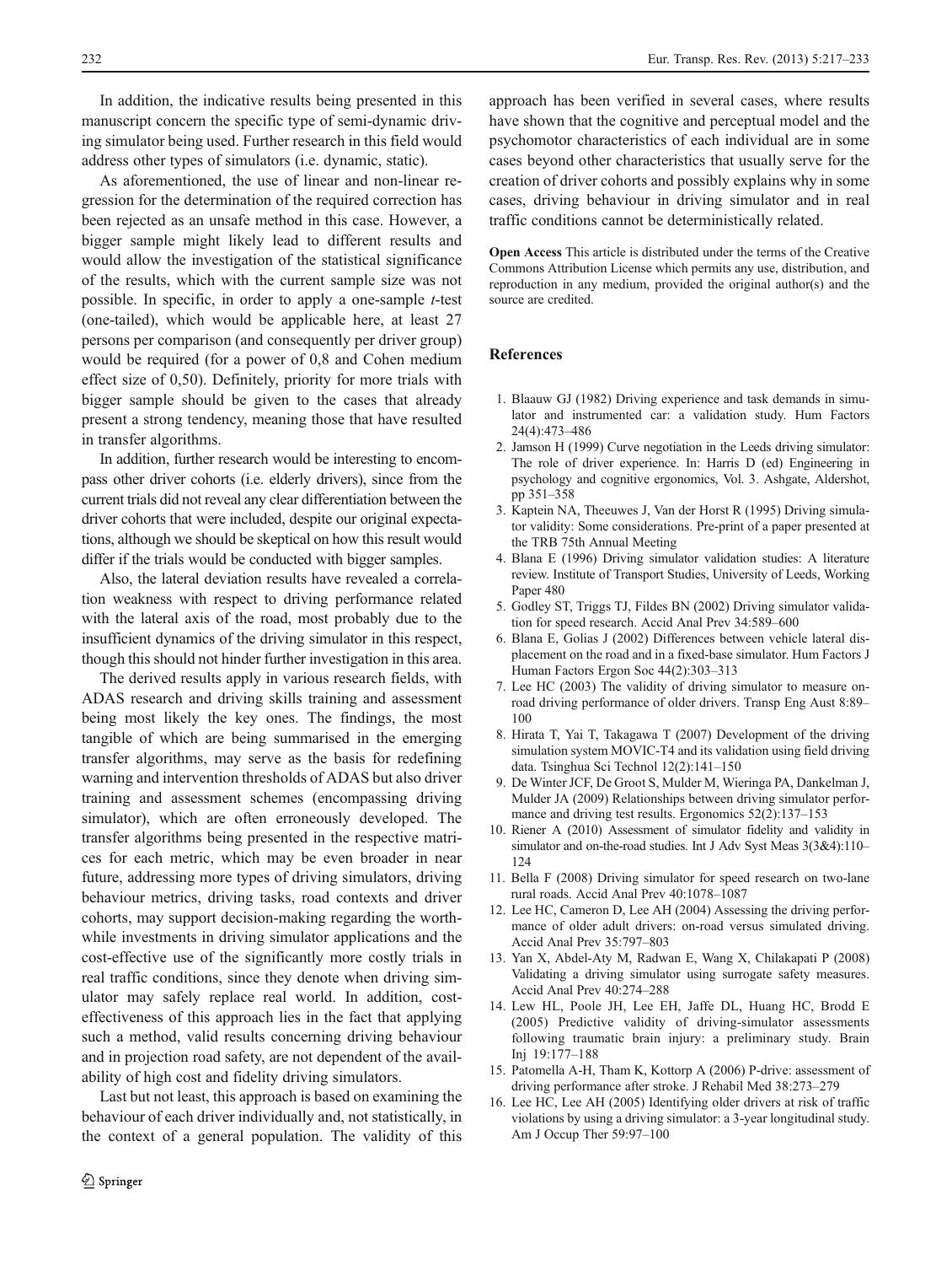In addition, the indicative results being presented in this manuscript concern the specific type of semi-dynamic driving simulator being used. Further research in this field would address other types of simulators (i.e. dynamic, static).

As aforementioned, the use of linear and non-linear regression for the determination of the required correction has been rejected as an unsafe method in this case. However, a bigger sample might likely lead to different results and would allow the investigation of the statistical significance of the results, which with the current sample size was not possible. In specific, in order to apply a one-sample *t*-test (one-tailed), which would be applicable here, at least 27 persons per comparison (and consequently per driver group) would be required (for a power of 0,8 and Cohen medium effect size of 0,50). Definitely, priority for more trials with bigger sample should be given to the cases that already present a strong tendency, meaning those that have resulted in transfer algorithms.

In addition, further research would be interesting to encompass other driver cohorts (i.e. elderly drivers), since from the current trials did not reveal any clear differentiation between the driver cohorts that were included, despite our original expectations, although we should be skeptical on how this result would differ if the trials would be conducted with bigger samples.

Also, the lateral deviation results have revealed a correlation weakness with respect to driving performance related with the lateral axis of the road, most probably due to the insufficient dynamics of the driving simulator in this respect, though this should not hinder further investigation in this area.

The derived results apply in various research fields, with ADAS research and driving skills training and assessment being most likely the key ones. The findings, the most tangible of which are being summarised in the emerging transfer algorithms, may serve as the basis for redefining warning and intervention thresholds of ADAS but also driver training and assessment schemes (encompassing driving simulator), which are often erroneously developed. The transfer algorithms being presented in the respective matrices for each metric, which may be even broader in near future, addressing more types of driving simulators, driving behaviour metrics, driving tasks, road contexts and driver cohorts, may support decision-making regarding the worthwhile investments in driving simulator applications and the cost-effective use of the significantly more costly trials in real traffic conditions, since they denote when driving simulator may safely replace real world. In addition, cost-effectiveness of this approach lies in the fact that applying such a method, valid results concerning driving behaviour and in projection road safety, are not dependent of the availability of high cost and fidelity driving simulators.

Last but not least, this approach is based on examining the behaviour of each driver individually and, not statistically, in the context of a general population. The validity of this approach has been verified in several cases, where results have shown that the cognitive and perceptual model and the psychomotor characteristics of each individual are in some cases beyond other characteristics that usually serve for the creation of driver cohorts and possibly explains why in some cases, driving behaviour in driving simulator and in real traffic conditions cannot be deterministically related.

**Open Access** This article is distributed under the terms of the Creative Commons Attribution License which permits any use, distribution, and reproduction in any medium, provided the original author(s) and the source are credited.

## References

1. Blaauw GJ (1982) Driving experience and task demands in simulator and instrumented car: a validation study. Hum Factors 24(4):473–486
2. Jamson H (1999) Curve negotiation in the Leeds driving simulator: The role of driver experience. In: Harris D (ed) Engineering in psychology and cognitive ergonomics, Vol. 3. Ashgate, Aldershot, pp 351–358
3. Kaptein NA, Theeuwes J, Van der Horst R (1995) Driving simulator validity: Some considerations. Pre-print of a paper presented at the TRB 75th Annual Meeting
4. Blana E (1996) Driving simulator validation studies: A literature review. Institute of Transport Studies, University of Leeds, Working Paper 480
5. Godley ST, Triggs TJ, Fildes BN (2002) Driving simulator validation for speed research. Accid Anal Prev 34:589–600
6. Blana E, Golias J (2002) Differences between vehicle lateral displacement on the road and in a fixed-base simulator. Hum Factors J Human Factors Ergon Soc 44(2):303–313
7. Lee HC (2003) The validity of driving simulator to measure on-road driving performance of older drivers. Transp Eng Aust 8:89–100
8. Hirata T, Yai T, Takagawa T (2007) Development of the driving simulation system MOVIC-T4 and its validation using field driving data. Tsinghua Sci Technol 12(2):141–150
9. De Winter JCF, De Groot S, Mulder M, Wieringa PA, Dankelman J, Mulder JA (2009) Relationships between driving simulator performance and driving test results. Ergonomics 52(2):137–153
10. Riener A (2010) Assessment of simulator fidelity and validity in simulator and on-the-road studies. Int J Adv Syst Meas 3(3&4):110–124
11. Bella F (2008) Driving simulator for speed research on two-lane rural roads. Accid Anal Prev 40:1078–1087
12. Lee HC, Cameron D, Lee AH (2004) Assessing the driving performance of older adult drivers: on-road versus simulated driving. Accid Anal Prev 35:797–803
13. Yan X, Abdel-Aty M, Radwan E, Wang X, Chilakapati P (2008) Validating a driving simulator using surrogate safety measures. Accid Anal Prev 40:274–288
14. Lew HL, Poole JH, Lee EH, Jaffe DL, Huang HC, Brodd E (2005) Predictive validity of driving-simulator assessments following traumatic brain injury: a preliminary study. Brain Inj 19:177–188
15. Patomella A-H, Tham K, Kottorp A (2006) P-drive: assessment of driving performance after stroke. J Rehabil Med 38:273–279
16. Lee HC, Lee AH (2005) Identifying older drivers at risk of traffic violations by using a driving simulator: a 3-year longitudinal study. Am J Occup Ther 59:97–100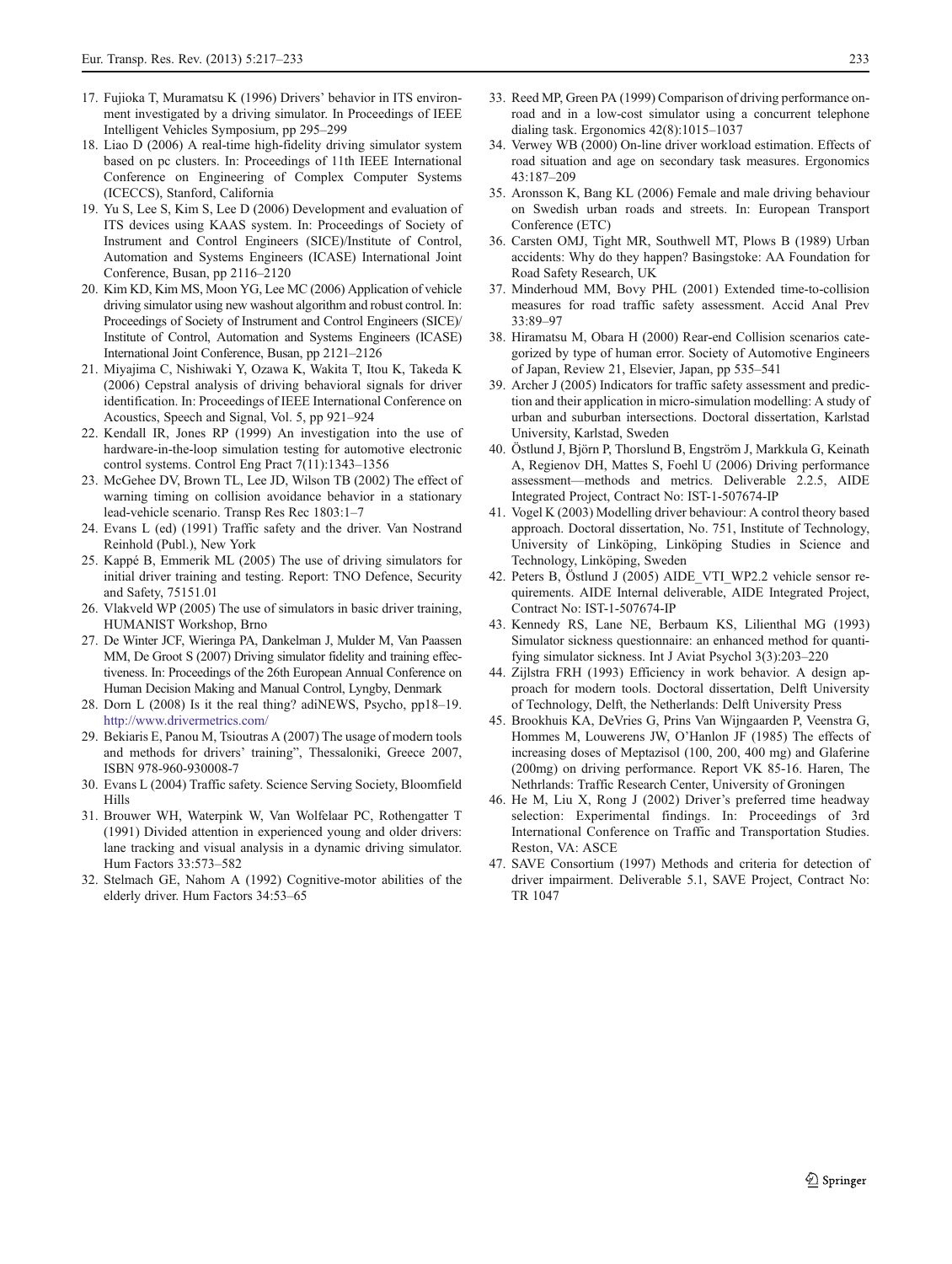17. Fujioka T, Muramatsu K (1996) Drivers' behavior in ITS environment investigated by a driving simulator. In Proceedings of IEEE Intelligent Vehicles Symposium, pp 295–299
18. Liao D (2006) A real-time high-fidelity driving simulator system based on pc clusters. In: Proceedings of 11th IEEE International Conference on Engineering of Complex Computer Systems (ICECCS), Stanford, California
19. Yu S, Lee S, Kim S, Lee D (2006) Development and evaluation of ITS devices using KAAS system. In: Proceedings of Society of Instrument and Control Engineers (SICE)/Institute of Control, Automation and Systems Engineers (ICASE) International Joint Conference, Busan, pp 2116–2120
20. Kim KD, Kim MS, Moon YG, Lee MC (2006) Application of vehicle driving simulator using new washout algorithm and robust control. In: Proceedings of Society of Instrument and Control Engineers (SICE)/ Institute of Control, Automation and Systems Engineers (ICASE) International Joint Conference, Busan, pp 2121–2126
21. Miyajima C, Nishiwaki Y, Ozawa K, Wakita T, Itou K, Takeda K (2006) Cepstral analysis of driving behavioral signals for driver identification. In: Proceedings of IEEE International Conference on Acoustics, Speech and Signal, Vol. 5, pp 921–924
22. Kendall IR, Jones RP (1999) An investigation into the use of hardware-in-the-loop simulation testing for automotive electronic control systems. Control Eng Pract 7(11):1343–1356
23. McGehee DV, Brown TL, Lee JD, Wilson TB (2002) The effect of warning timing on collision avoidance behavior in a stationary lead-vehicle scenario. Transp Res Rec 1803:1–7
24. Evans L (ed) (1991) Traffic safety and the driver. Van Nostrand Reinhold (Publ.), New York
25. Kappé B, Emmerik ML (2005) The use of driving simulators for initial driver training and testing. Report: TNO Defence, Security and Safety, 75151.01
26. Vlakveld WP (2005) The use of simulators in basic driver training, HUMANIST Workshop, Brno
27. De Winter JCF, Wieringa PA, Dankelman J, Mulder M, Van Paassen MM, De Groot S (2007) Driving simulator fidelity and training effectiveness. In: Proceedings of the 26th European Annual Conference on Human Decision Making and Manual Control, Lyngby, Denmark
28. Dorn L (2008) Is it the real thing? adiNEWS, Psycho, pp18–19. http://www.drivermetrics.com/
29. Bekiaris E, Panou M, Tsioutras A (2007) The usage of modern tools and methods for drivers' training", Thessaloniki, Greece 2007, ISBN 978-960-930008-7
30. Evans L (2004) Traffic safety. Science Serving Society, Bloomfield Hills
31. Brouwer WH, Waterpink W, Van Wolfelaar PC, Rothengatter T (1991) Divided attention in experienced young and older drivers: lane tracking and visual analysis in a dynamic driving simulator. Hum Factors 33:573–582
32. Stelmach GE, Nahom A (1992) Cognitive-motor abilities of the elderly driver. Hum Factors 34:53–65
33. Reed MP, Green PA (1999) Comparison of driving performance on-road and in a low-cost simulator using a concurrent telephone dialing task. Ergonomics 42(8):1015–1037
34. Verwey WB (2000) On-line driver workload estimation. Effects of road situation and age on secondary task measures. Ergonomics 43:187–209
35. Aronsson K, Bang KL (2006) Female and male driving behaviour on Swedish urban roads and streets. In: European Transport Conference (ETC)
36. Carsten OMJ, Tight MR, Southwell MT, Plows B (1989) Urban accidents: Why do they happen? Basingstoke: AA Foundation for Road Safety Research, UK
37. Minderhoud MM, Bovy PHL (2001) Extended time-to-collision measures for road traffic safety assessment. Accid Anal Prev 33:89–97
38. Hiramatsu M, Obara H (2000) Rear-end Collision scenarios categorized by type of human error. Society of Automotive Engineers of Japan, Review 21, Elsevier, Japan, pp 535–541
39. Archer J (2005) Indicators for traffic safety assessment and prediction and their application in micro-simulation modelling: A study of urban and suburban intersections. Doctoral dissertation, Karlstad University, Karlstad, Sweden
40. Östlund J, Björn P, Thorslund B, Engström J, Markkula G, Keinath A, Regienov DH, Mattes S, Foehl U (2006) Driving performance assessment—methods and metrics. Deliverable 2.2.5, AIDE Integrated Project, Contract No: IST-1-507674-IP
41. Vogel K (2003) Modelling driver behaviour: A control theory based approach. Doctoral dissertation, No. 751, Institute of Technology, University of Linköping, Linköping Studies in Science and Technology, Linköping, Sweden
42. Peters B, Östlund J (2005) AIDE_VTI_WP2.2 vehicle sensor requirements. AIDE Internal deliverable, AIDE Integrated Project, Contract No: IST-1-507674-IP
43. Kennedy RS, Lane NE, Berbaum KS, Lilienthal MG (1993) Simulator sickness questionnaire: an enhanced method for quantifying simulator sickness. Int J Aviat Psychol 3(3):203–220
44. Zijlstra FRH (1993) Efficiency in work behavior. A design approach for modern tools. Doctoral dissertation, Delft University of Technology, Delft, the Netherlands: Delft University Press
45. Brookhuis KA, DeVries G, Prins Van Wijngaarden P, Veenstra G, Hommes M, Louwerens JW, O'Hanlon JF (1985) The effects of increasing doses of Meptazisol (100, 200, 400 mg) and Glaferine (200mg) on driving performance. Report VK 85-16. Haren, The Nethrlands: Traffic Research Center, University of Groningen
46. He M, Liu X, Rong J (2002) Driver's preferred time headway selection: Experimental findings. In: Proceedings of 3rd International Conference on Traffic and Transportation Studies. Reston, VA: ASCE
47. SAVE Consortium (1997) Methods and criteria for detection of driver impairment. Deliverable 5.1, SAVE Project, Contract No: TR 1047